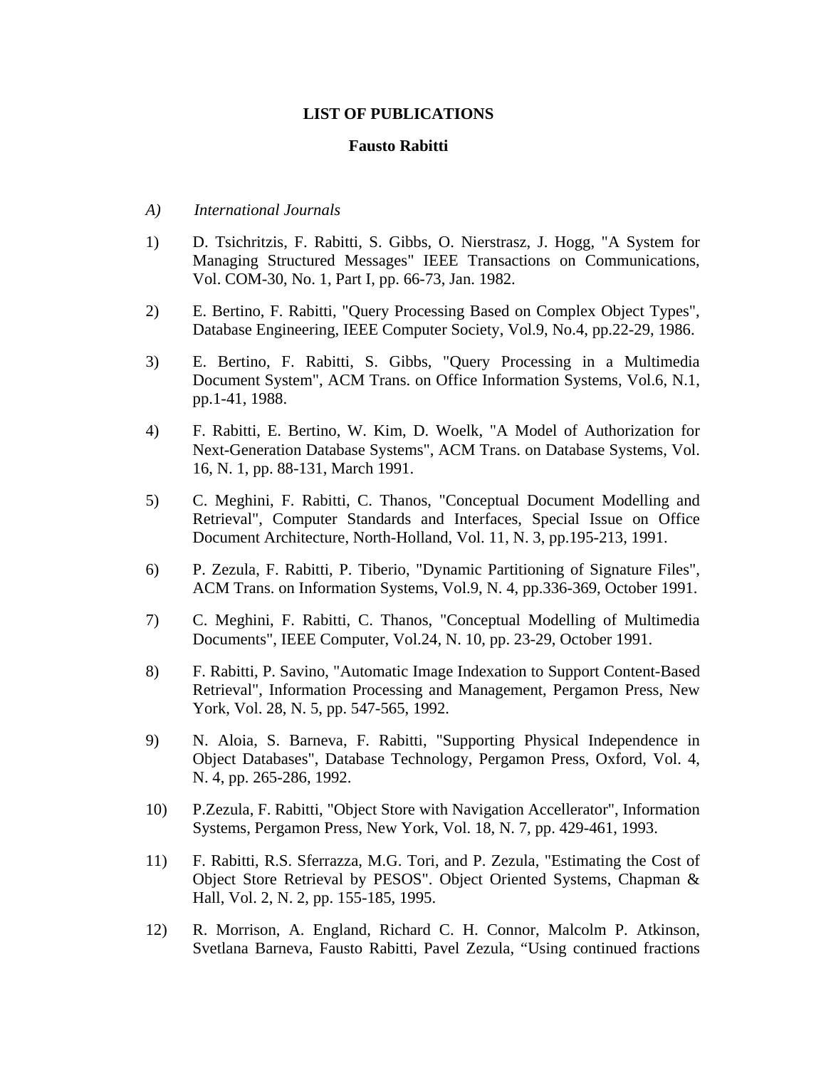# LIST OF PUBLICATIONS

## Fausto Rabitti

*A) International Journals*

1) D. Tsichritzis, F. Rabitti, S. Gibbs, O. Nierstrasz, J. Hogg, "A System for Managing Structured Messages" IEEE Transactions on Communications, Vol. COM-30, No. 1, Part I, pp. 66-73, Jan. 1982.

2) E. Bertino, F. Rabitti, "Query Processing Based on Complex Object Types", Database Engineering, IEEE Computer Society, Vol.9, No.4, pp.22-29, 1986.

3) E. Bertino, F. Rabitti, S. Gibbs, "Query Processing in a Multimedia Document System", ACM Trans. on Office Information Systems, Vol.6, N.1, pp.1-41, 1988.

4) F. Rabitti, E. Bertino, W. Kim, D. Woelk, "A Model of Authorization for Next-Generation Database Systems", ACM Trans. on Database Systems, Vol. 16, N. 1, pp. 88-131, March 1991.

5) C. Meghini, F. Rabitti, C. Thanos, "Conceptual Document Modelling and Retrieval", Computer Standards and Interfaces, Special Issue on Office Document Architecture, North-Holland, Vol. 11, N. 3, pp.195-213, 1991.

6) P. Zezula, F. Rabitti, P. Tiberio, "Dynamic Partitioning of Signature Files", ACM Trans. on Information Systems, Vol.9, N. 4, pp.336-369, October 1991.

7) C. Meghini, F. Rabitti, C. Thanos, "Conceptual Modelling of Multimedia Documents", IEEE Computer, Vol.24, N. 10, pp. 23-29, October 1991.

8) F. Rabitti, P. Savino, "Automatic Image Indexation to Support Content-Based Retrieval", Information Processing and Management, Pergamon Press, New York, Vol. 28, N. 5, pp. 547-565, 1992.

9) N. Aloia, S. Barneva, F. Rabitti, "Supporting Physical Independence in Object Databases", Database Technology, Pergamon Press, Oxford, Vol. 4, N. 4, pp. 265-286, 1992.

10) P.Zezula, F. Rabitti, "Object Store with Navigation Accellerator", Information Systems, Pergamon Press, New York, Vol. 18, N. 7, pp. 429-461, 1993.

11) F. Rabitti, R.S. Sferrazza, M.G. Tori, and P. Zezula, "Estimating the Cost of Object Store Retrieval by PESOS". Object Oriented Systems, Chapman & Hall, Vol. 2, N. 2, pp. 155-185, 1995.

12) R. Morrison, A. England, Richard C. H. Connor, Malcolm P. Atkinson, Svetlana Barneva, Fausto Rabitti, Pavel Zezula, "Using continued fractions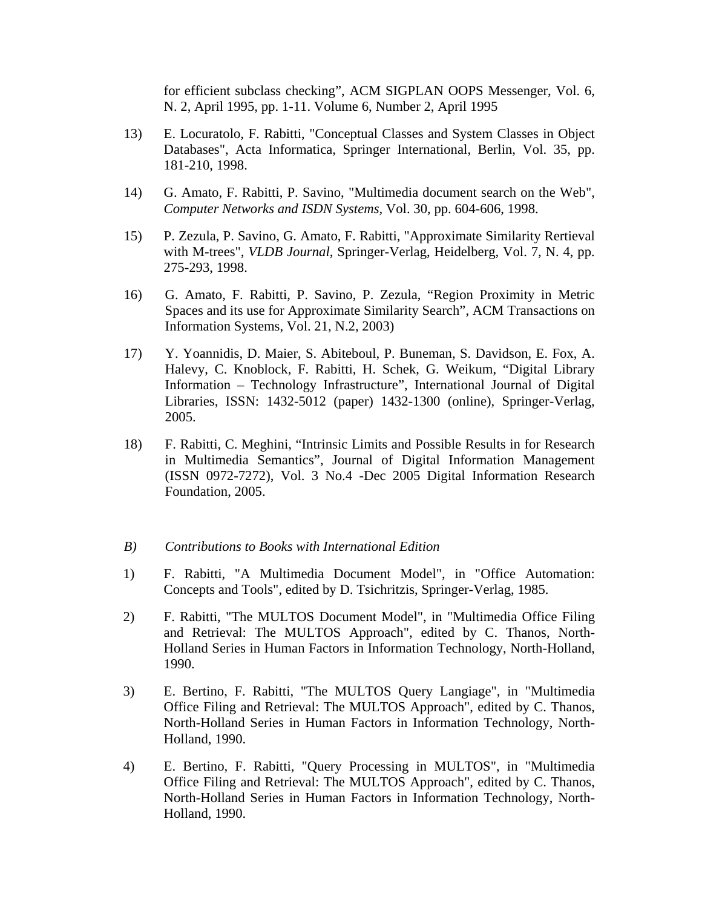for efficient subclass checking", ACM SIGPLAN OOPS Messenger, Vol. 6, N. 2, April 1995, pp. 1-11. Volume 6, Number 2, April 1995

13) E. Locuratolo, F. Rabitti, "Conceptual Classes and System Classes in Object Databases", Acta Informatica, Springer International, Berlin, Vol. 35, pp. 181-210, 1998.

14) G. Amato, F. Rabitti, P. Savino, "Multimedia document search on the Web", *Computer Networks and ISDN Systems*, Vol. 30, pp. 604-606, 1998.

15) P. Zezula, P. Savino, G. Amato, F. Rabitti, "Approximate Similarity Rertieval with M-trees", *VLDB Journal*, Springer-Verlag, Heidelberg, Vol. 7, N. 4, pp. 275-293, 1998.

16) G. Amato, F. Rabitti, P. Savino, P. Zezula, "Region Proximity in Metric Spaces and its use for Approximate Similarity Search", ACM Transactions on Information Systems, Vol. 21, N.2, 2003)

17) Y. Yoannidis, D. Maier, S. Abiteboul, P. Buneman, S. Davidson, E. Fox, A. Halevy, C. Knoblock, F. Rabitti, H. Schek, G. Weikum, "Digital Library Information – Technology Infrastructure", International Journal of Digital Libraries, ISSN: 1432-5012 (paper) 1432-1300 (online), Springer-Verlag, 2005.

18) F. Rabitti, C. Meghini, "Intrinsic Limits and Possible Results in for Research in Multimedia Semantics", Journal of Digital Information Management (ISSN 0972-7272), Vol. 3 No.4 -Dec 2005 Digital Information Research Foundation, 2005.

*B) Contributions to Books with International Edition*

1) F. Rabitti, "A Multimedia Document Model", in "Office Automation: Concepts and Tools", edited by D. Tsichritzis, Springer-Verlag, 1985.

2) F. Rabitti, "The MULTOS Document Model", in "Multimedia Office Filing and Retrieval: The MULTOS Approach", edited by C. Thanos, North-Holland Series in Human Factors in Information Technology, North-Holland, 1990.

3) E. Bertino, F. Rabitti, "The MULTOS Query Langiage", in "Multimedia Office Filing and Retrieval: The MULTOS Approach", edited by C. Thanos, North-Holland Series in Human Factors in Information Technology, North-Holland, 1990.

4) E. Bertino, F. Rabitti, "Query Processing in MULTOS", in "Multimedia Office Filing and Retrieval: The MULTOS Approach", edited by C. Thanos, North-Holland Series in Human Factors in Information Technology, North-Holland, 1990.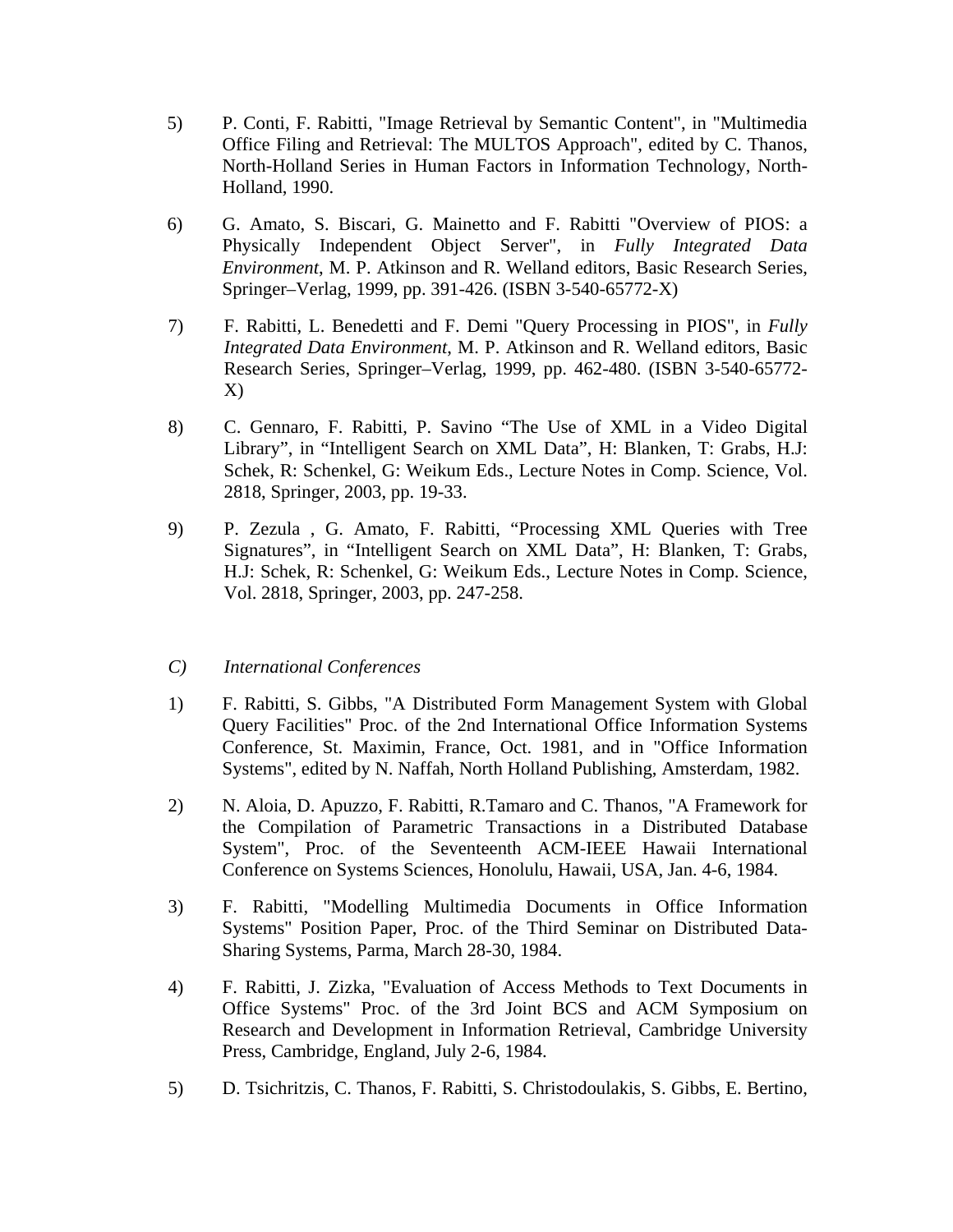5) P. Conti, F. Rabitti, "Image Retrieval by Semantic Content", in "Multimedia Office Filing and Retrieval: The MULTOS Approach", edited by C. Thanos, North-Holland Series in Human Factors in Information Technology, North-Holland, 1990.

6) G. Amato, S. Biscari, G. Mainetto and F. Rabitti "Overview of PIOS: a Physically Independent Object Server", in *Fully Integrated Data Environment*, M. P. Atkinson and R. Welland editors, Basic Research Series, Springer–Verlag, 1999, pp. 391-426. (ISBN 3-540-65772-X)

7) F. Rabitti, L. Benedetti and F. Demi "Query Processing in PIOS", in *Fully Integrated Data Environment*, M. P. Atkinson and R. Welland editors, Basic Research Series, Springer–Verlag, 1999, pp. 462-480. (ISBN 3-540-65772-X)

8) C. Gennaro, F. Rabitti, P. Savino "The Use of XML in a Video Digital Library", in "Intelligent Search on XML Data", H: Blanken, T: Grabs, H.J: Schek, R: Schenkel, G: Weikum Eds., Lecture Notes in Comp. Science, Vol. 2818, Springer, 2003, pp. 19-33.

9) P. Zezula , G. Amato, F. Rabitti, "Processing XML Queries with Tree Signatures", in "Intelligent Search on XML Data", H: Blanken, T: Grabs, H.J: Schek, R: Schenkel, G: Weikum Eds., Lecture Notes in Comp. Science, Vol. 2818, Springer, 2003, pp. 247-258.

*C) International Conferences*

1) F. Rabitti, S. Gibbs, "A Distributed Form Management System with Global Query Facilities" Proc. of the 2nd International Office Information Systems Conference, St. Maximin, France, Oct. 1981, and in "Office Information Systems", edited by N. Naffah, North Holland Publishing, Amsterdam, 1982.

2) N. Aloia, D. Apuzzo, F. Rabitti, R.Tamaro and C. Thanos, "A Framework for the Compilation of Parametric Transactions in a Distributed Database System", Proc. of the Seventeenth ACM-IEEE Hawaii International Conference on Systems Sciences, Honolulu, Hawaii, USA, Jan. 4-6, 1984.

3) F. Rabitti, "Modelling Multimedia Documents in Office Information Systems" Position Paper, Proc. of the Third Seminar on Distributed Data-Sharing Systems, Parma, March 28-30, 1984.

4) F. Rabitti, J. Zizka, "Evaluation of Access Methods to Text Documents in Office Systems" Proc. of the 3rd Joint BCS and ACM Symposium on Research and Development in Information Retrieval, Cambridge University Press, Cambridge, England, July 2-6, 1984.

5) D. Tsichritzis, C. Thanos, F. Rabitti, S. Christodoulakis, S. Gibbs, E. Bertino,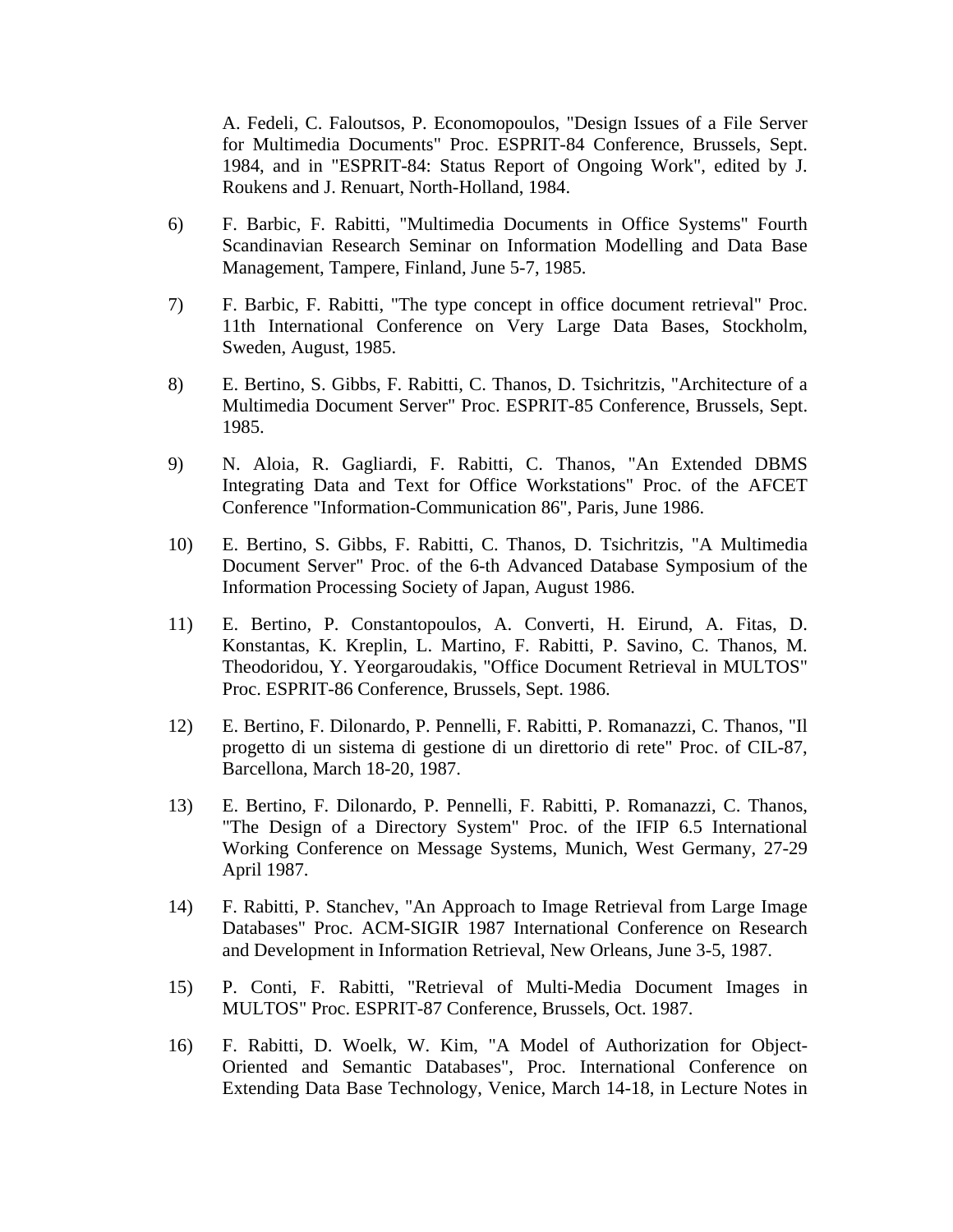A. Fedeli, C. Faloutsos, P. Economopoulos, "Design Issues of a File Server for Multimedia Documents" Proc. ESPRIT-84 Conference, Brussels, Sept. 1984, and in "ESPRIT-84: Status Report of Ongoing Work", edited by J. Roukens and J. Renuart, North-Holland, 1984.

6) F. Barbic, F. Rabitti, "Multimedia Documents in Office Systems" Fourth Scandinavian Research Seminar on Information Modelling and Data Base Management, Tampere, Finland, June 5-7, 1985.

7) F. Barbic, F. Rabitti, "The type concept in office document retrieval" Proc. 11th International Conference on Very Large Data Bases, Stockholm, Sweden, August, 1985.

8) E. Bertino, S. Gibbs, F. Rabitti, C. Thanos, D. Tsichritzis, "Architecture of a Multimedia Document Server" Proc. ESPRIT-85 Conference, Brussels, Sept. 1985.

9) N. Aloia, R. Gagliardi, F. Rabitti, C. Thanos, "An Extended DBMS Integrating Data and Text for Office Workstations" Proc. of the AFCET Conference "Information-Communication 86", Paris, June 1986.

10) E. Bertino, S. Gibbs, F. Rabitti, C. Thanos, D. Tsichritzis, "A Multimedia Document Server" Proc. of the 6-th Advanced Database Symposium of the Information Processing Society of Japan, August 1986.

11) E. Bertino, P. Constantopoulos, A. Converti, H. Eirund, A. Fitas, D. Konstantas, K. Kreplin, L. Martino, F. Rabitti, P. Savino, C. Thanos, M. Theodoridou, Y. Yeorgaroudakis, "Office Document Retrieval in MULTOS" Proc. ESPRIT-86 Conference, Brussels, Sept. 1986.

12) E. Bertino, F. Dilonardo, P. Pennelli, F. Rabitti, P. Romanazzi, C. Thanos, "Il progetto di un sistema di gestione di un direttorio di rete" Proc. of CIL-87, Barcellona, March 18-20, 1987.

13) E. Bertino, F. Dilonardo, P. Pennelli, F. Rabitti, P. Romanazzi, C. Thanos, "The Design of a Directory System" Proc. of the IFIP 6.5 International Working Conference on Message Systems, Munich, West Germany, 27-29 April 1987.

14) F. Rabitti, P. Stanchev, "An Approach to Image Retrieval from Large Image Databases" Proc. ACM-SIGIR 1987 International Conference on Research and Development in Information Retrieval, New Orleans, June 3-5, 1987.

15) P. Conti, F. Rabitti, "Retrieval of Multi-Media Document Images in MULTOS" Proc. ESPRIT-87 Conference, Brussels, Oct. 1987.

16) F. Rabitti, D. Woelk, W. Kim, "A Model of Authorization for Object-Oriented and Semantic Databases", Proc. International Conference on Extending Data Base Technology, Venice, March 14-18, in Lecture Notes in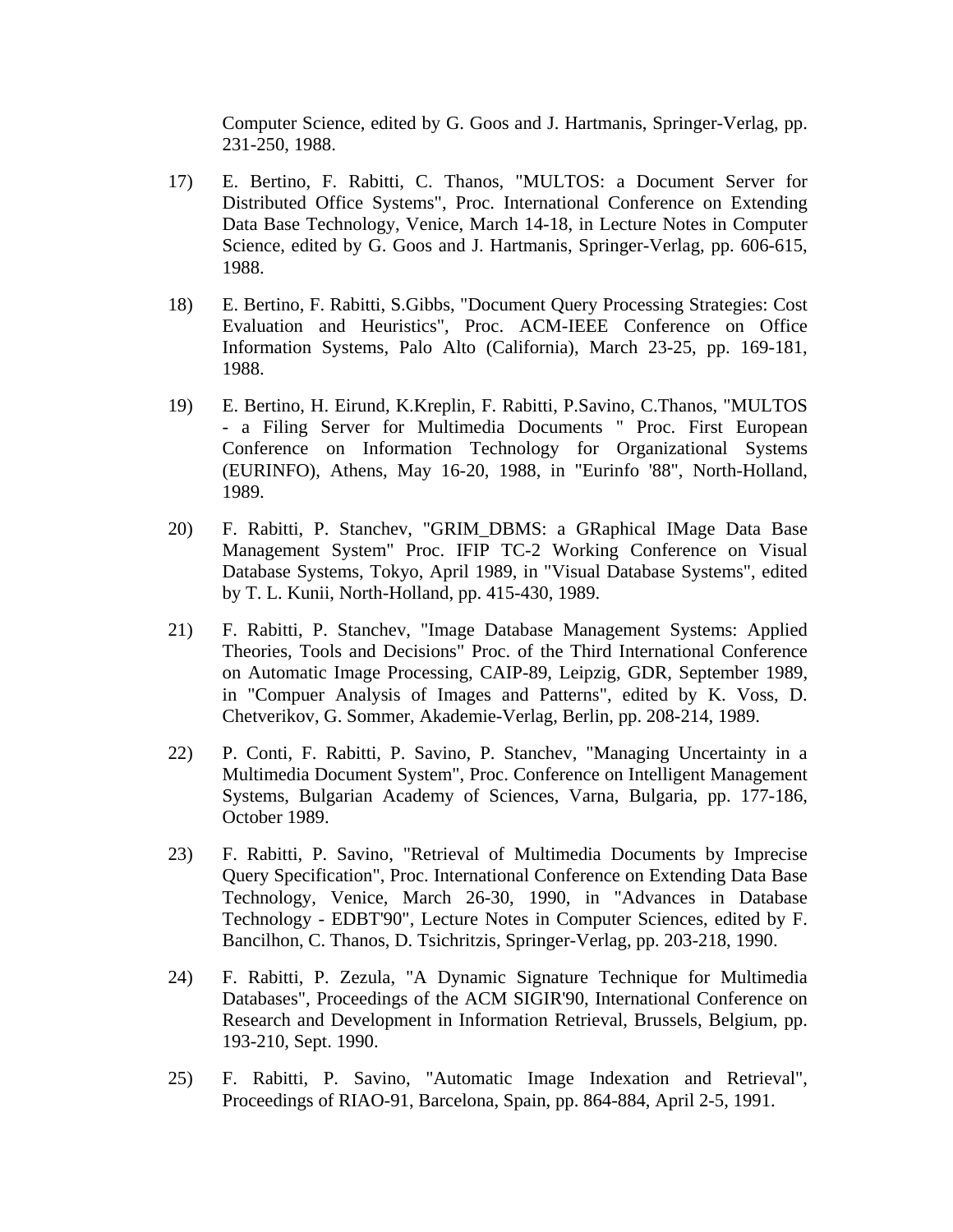Computer Science, edited by G. Goos and J. Hartmanis, Springer-Verlag, pp. 231-250, 1988.

17) E. Bertino, F. Rabitti, C. Thanos, "MULTOS: a Document Server for Distributed Office Systems", Proc. International Conference on Extending Data Base Technology, Venice, March 14-18, in Lecture Notes in Computer Science, edited by G. Goos and J. Hartmanis, Springer-Verlag, pp. 606-615, 1988.

18) E. Bertino, F. Rabitti, S.Gibbs, "Document Query Processing Strategies: Cost Evaluation and Heuristics", Proc. ACM-IEEE Conference on Office Information Systems, Palo Alto (California), March 23-25, pp. 169-181, 1988.

19) E. Bertino, H. Eirund, K.Kreplin, F. Rabitti, P.Savino, C.Thanos, "MULTOS - a Filing Server for Multimedia Documents " Proc. First European Conference on Information Technology for Organizational Systems (EURINFO), Athens, May 16-20, 1988, in "Eurinfo '88", North-Holland, 1989.

20) F. Rabitti, P. Stanchev, "GRIM_DBMS: a GRaphical IMage Data Base Management System" Proc. IFIP TC-2 Working Conference on Visual Database Systems, Tokyo, April 1989, in "Visual Database Systems", edited by T. L. Kunii, North-Holland, pp. 415-430, 1989.

21) F. Rabitti, P. Stanchev, "Image Database Management Systems: Applied Theories, Tools and Decisions" Proc. of the Third International Conference on Automatic Image Processing, CAIP-89, Leipzig, GDR, September 1989, in "Compuer Analysis of Images and Patterns", edited by K. Voss, D. Chetverikov, G. Sommer, Akademie-Verlag, Berlin, pp. 208-214, 1989.

22) P. Conti, F. Rabitti, P. Savino, P. Stanchev, "Managing Uncertainty in a Multimedia Document System", Proc. Conference on Intelligent Management Systems, Bulgarian Academy of Sciences, Varna, Bulgaria, pp. 177-186, October 1989.

23) F. Rabitti, P. Savino, "Retrieval of Multimedia Documents by Imprecise Query Specification", Proc. International Conference on Extending Data Base Technology, Venice, March 26-30, 1990, in "Advances in Database Technology - EDBT'90", Lecture Notes in Computer Sciences, edited by F. Bancilhon, C. Thanos, D. Tsichritzis, Springer-Verlag, pp. 203-218, 1990.

24) F. Rabitti, P. Zezula, "A Dynamic Signature Technique for Multimedia Databases", Proceedings of the ACM SIGIR'90, International Conference on Research and Development in Information Retrieval, Brussels, Belgium, pp. 193-210, Sept. 1990.

25) F. Rabitti, P. Savino, "Automatic Image Indexation and Retrieval", Proceedings of RIAO-91, Barcelona, Spain, pp. 864-884, April 2-5, 1991.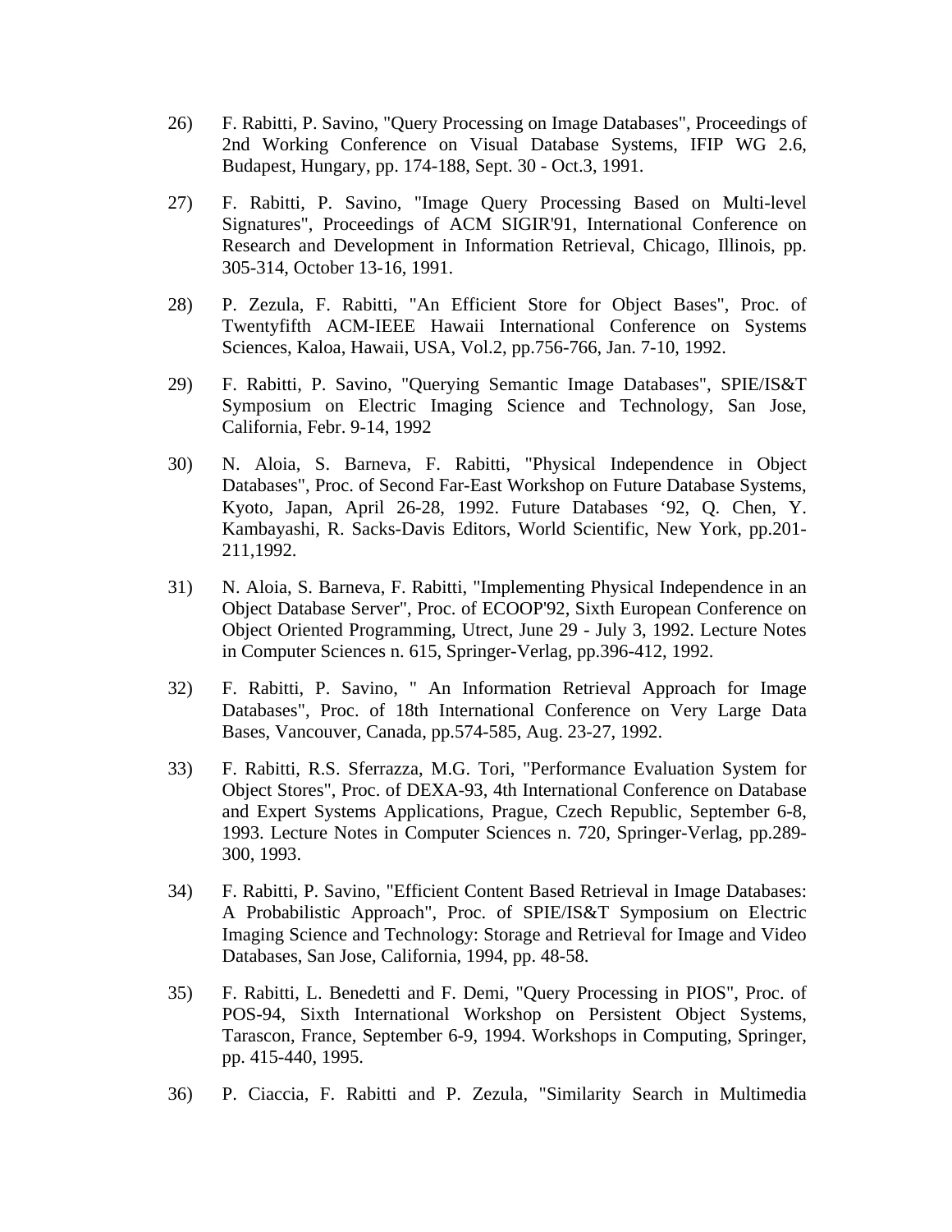26) F. Rabitti, P. Savino, "Query Processing on Image Databases", Proceedings of 2nd Working Conference on Visual Database Systems, IFIP WG 2.6, Budapest, Hungary, pp. 174-188, Sept. 30 - Oct.3, 1991.

27) F. Rabitti, P. Savino, "Image Query Processing Based on Multi-level Signatures", Proceedings of ACM SIGIR'91, International Conference on Research and Development in Information Retrieval, Chicago, Illinois, pp. 305-314, October 13-16, 1991.

28) P. Zezula, F. Rabitti, "An Efficient Store for Object Bases", Proc. of Twentyfifth ACM-IEEE Hawaii International Conference on Systems Sciences, Kaloa, Hawaii, USA, Vol.2, pp.756-766, Jan. 7-10, 1992.

29) F. Rabitti, P. Savino, "Querying Semantic Image Databases", SPIE/IS&T Symposium on Electric Imaging Science and Technology, San Jose, California, Febr. 9-14, 1992

30) N. Aloia, S. Barneva, F. Rabitti, "Physical Independence in Object Databases", Proc. of Second Far-East Workshop on Future Database Systems, Kyoto, Japan, April 26-28, 1992. Future Databases '92, Q. Chen, Y. Kambayashi, R. Sacks-Davis Editors, World Scientific, New York, pp.201-211,1992.

31) N. Aloia, S. Barneva, F. Rabitti, "Implementing Physical Independence in an Object Database Server", Proc. of ECOOP'92, Sixth European Conference on Object Oriented Programming, Utrect, June 29 - July 3, 1992. Lecture Notes in Computer Sciences n. 615, Springer-Verlag, pp.396-412, 1992.

32) F. Rabitti, P. Savino, " An Information Retrieval Approach for Image Databases", Proc. of 18th International Conference on Very Large Data Bases, Vancouver, Canada, pp.574-585, Aug. 23-27, 1992.

33) F. Rabitti, R.S. Sferrazza, M.G. Tori, "Performance Evaluation System for Object Stores", Proc. of DEXA-93, 4th International Conference on Database and Expert Systems Applications, Prague, Czech Republic, September 6-8, 1993. Lecture Notes in Computer Sciences n. 720, Springer-Verlag, pp.289-300, 1993.

34) F. Rabitti, P. Savino, "Efficient Content Based Retrieval in Image Databases: A Probabilistic Approach", Proc. of SPIE/IS&T Symposium on Electric Imaging Science and Technology: Storage and Retrieval for Image and Video Databases, San Jose, California, 1994, pp. 48-58.

35) F. Rabitti, L. Benedetti and F. Demi, "Query Processing in PIOS", Proc. of POS-94, Sixth International Workshop on Persistent Object Systems, Tarascon, France, September 6-9, 1994. Workshops in Computing, Springer, pp. 415-440, 1995.

36) P. Ciaccia, F. Rabitti and P. Zezula, "Similarity Search in Multimedia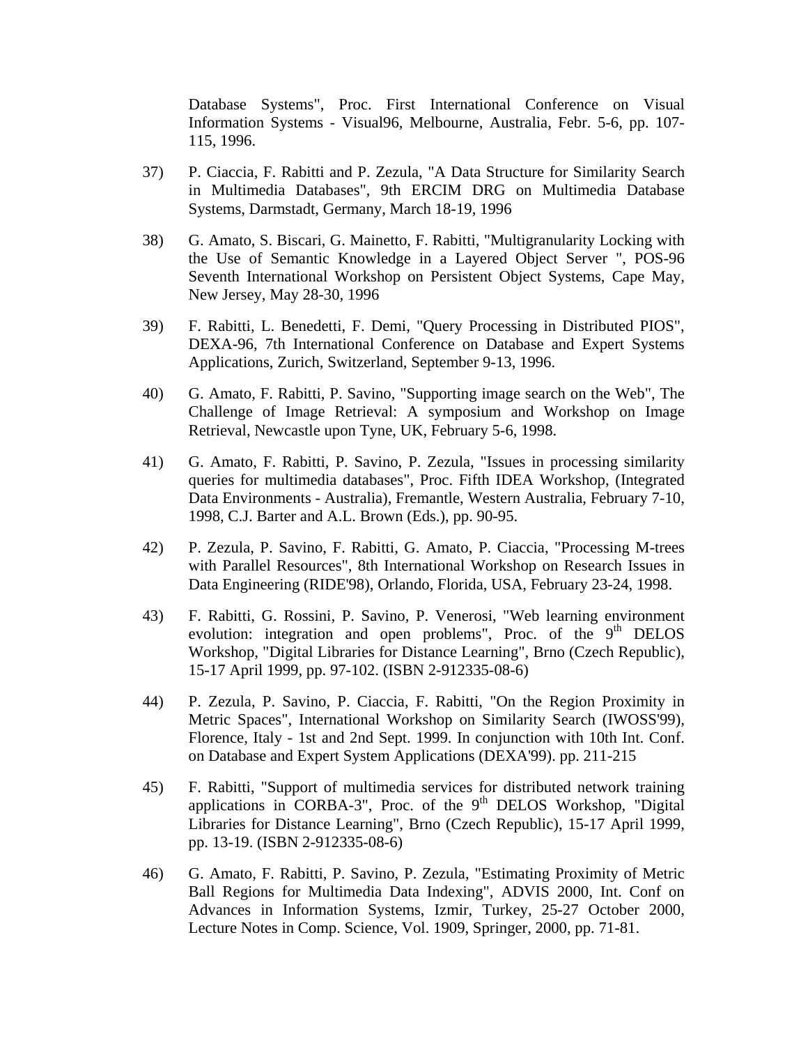Database Systems", Proc. First International Conference on Visual Information Systems - Visual96, Melbourne, Australia, Febr. 5-6, pp. 107-115, 1996.

37) P. Ciaccia, F. Rabitti and P. Zezula, "A Data Structure for Similarity Search in Multimedia Databases", 9th ERCIM DRG on Multimedia Database Systems, Darmstadt, Germany, March 18-19, 1996

38) G. Amato, S. Biscari, G. Mainetto, F. Rabitti, "Multigranularity Locking with the Use of Semantic Knowledge in a Layered Object Server ", POS-96 Seventh International Workshop on Persistent Object Systems, Cape May, New Jersey, May 28-30, 1996

39) F. Rabitti, L. Benedetti, F. Demi, "Query Processing in Distributed PIOS", DEXA-96, 7th International Conference on Database and Expert Systems Applications, Zurich, Switzerland, September 9-13, 1996.

40) G. Amato, F. Rabitti, P. Savino, "Supporting image search on the Web", The Challenge of Image Retrieval: A symposium and Workshop on Image Retrieval, Newcastle upon Tyne, UK, February 5-6, 1998.

41) G. Amato, F. Rabitti, P. Savino, P. Zezula, "Issues in processing similarity queries for multimedia databases", Proc. Fifth IDEA Workshop, (Integrated Data Environments - Australia), Fremantle, Western Australia, February 7-10, 1998, C.J. Barter and A.L. Brown (Eds.), pp. 90-95.

42) P. Zezula, P. Savino, F. Rabitti, G. Amato, P. Ciaccia, "Processing M-trees with Parallel Resources", 8th International Workshop on Research Issues in Data Engineering (RIDE'98), Orlando, Florida, USA, February 23-24, 1998.

43) F. Rabitti, G. Rossini, P. Savino, P. Venerosi, "Web learning environment evolution: integration and open problems", Proc. of the 9th DELOS Workshop, "Digital Libraries for Distance Learning", Brno (Czech Republic), 15-17 April 1999, pp. 97-102. (ISBN 2-912335-08-6)

44) P. Zezula, P. Savino, P. Ciaccia, F. Rabitti, "On the Region Proximity in Metric Spaces", International Workshop on Similarity Search (IWOSS'99), Florence, Italy - 1st and 2nd Sept. 1999. In conjunction with 10th Int. Conf. on Database and Expert System Applications (DEXA'99). pp. 211-215

45) F. Rabitti, "Support of multimedia services for distributed network training applications in CORBA-3", Proc. of the 9th DELOS Workshop, "Digital Libraries for Distance Learning", Brno (Czech Republic), 15-17 April 1999, pp. 13-19. (ISBN 2-912335-08-6)

46) G. Amato, F. Rabitti, P. Savino, P. Zezula, "Estimating Proximity of Metric Ball Regions for Multimedia Data Indexing", ADVIS 2000, Int. Conf on Advances in Information Systems, Izmir, Turkey, 25-27 October 2000, Lecture Notes in Comp. Science, Vol. 1909, Springer, 2000, pp. 71-81.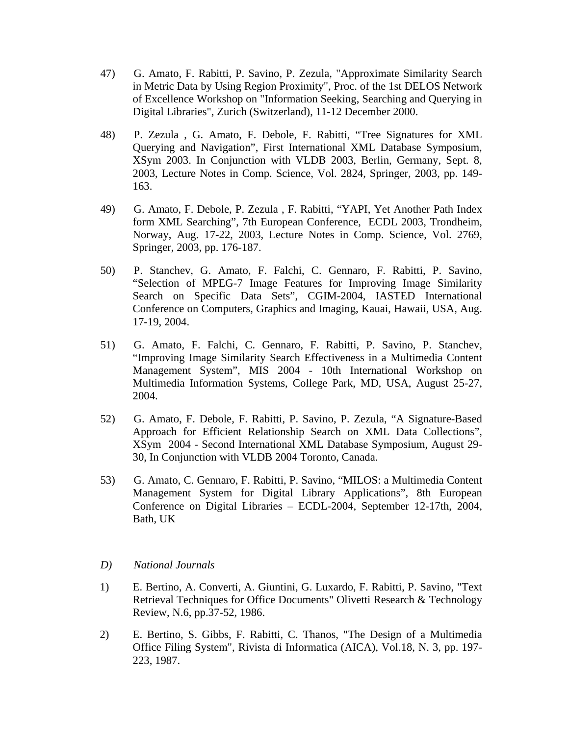47) G. Amato, F. Rabitti, P. Savino, P. Zezula, "Approximate Similarity Search in Metric Data by Using Region Proximity", Proc. of the 1st DELOS Network of Excellence Workshop on "Information Seeking, Searching and Querying in Digital Libraries", Zurich (Switzerland), 11-12 December 2000.

48) P. Zezula , G. Amato, F. Debole, F. Rabitti, "Tree Signatures for XML Querying and Navigation", First International XML Database Symposium, XSym 2003. In Conjunction with VLDB 2003, Berlin, Germany, Sept. 8, 2003, Lecture Notes in Comp. Science, Vol. 2824, Springer, 2003, pp. 149-163.

49) G. Amato, F. Debole, P. Zezula , F. Rabitti, "YAPI, Yet Another Path Index form XML Searching", 7th European Conference, ECDL 2003, Trondheim, Norway, Aug. 17-22, 2003, Lecture Notes in Comp. Science, Vol. 2769, Springer, 2003, pp. 176-187.

50) P. Stanchev, G. Amato, F. Falchi, C. Gennaro, F. Rabitti, P. Savino, "Selection of MPEG-7 Image Features for Improving Image Similarity Search on Specific Data Sets", CGIM-2004, IASTED International Conference on Computers, Graphics and Imaging, Kauai, Hawaii, USA, Aug. 17-19, 2004.

51) G. Amato, F. Falchi, C. Gennaro, F. Rabitti, P. Savino, P. Stanchev, "Improving Image Similarity Search Effectiveness in a Multimedia Content Management System", MIS 2004 - 10th International Workshop on Multimedia Information Systems, College Park, MD, USA, August 25-27, 2004.

52) G. Amato, F. Debole, F. Rabitti, P. Savino, P. Zezula, "A Signature-Based Approach for Efficient Relationship Search on XML Data Collections", XSym 2004 - Second International XML Database Symposium, August 29-30, In Conjunction with VLDB 2004 Toronto, Canada.

53) G. Amato, C. Gennaro, F. Rabitti, P. Savino, "MILOS: a Multimedia Content Management System for Digital Library Applications", 8th European Conference on Digital Libraries – ECDL-2004, September 12-17th, 2004, Bath, UK

*D) National Journals*

1) E. Bertino, A. Converti, A. Giuntini, G. Luxardo, F. Rabitti, P. Savino, "Text Retrieval Techniques for Office Documents" Olivetti Research & Technology Review, N.6, pp.37-52, 1986.

2) E. Bertino, S. Gibbs, F. Rabitti, C. Thanos, "The Design of a Multimedia Office Filing System", Rivista di Informatica (AICA), Vol.18, N. 3, pp. 197-223, 1987.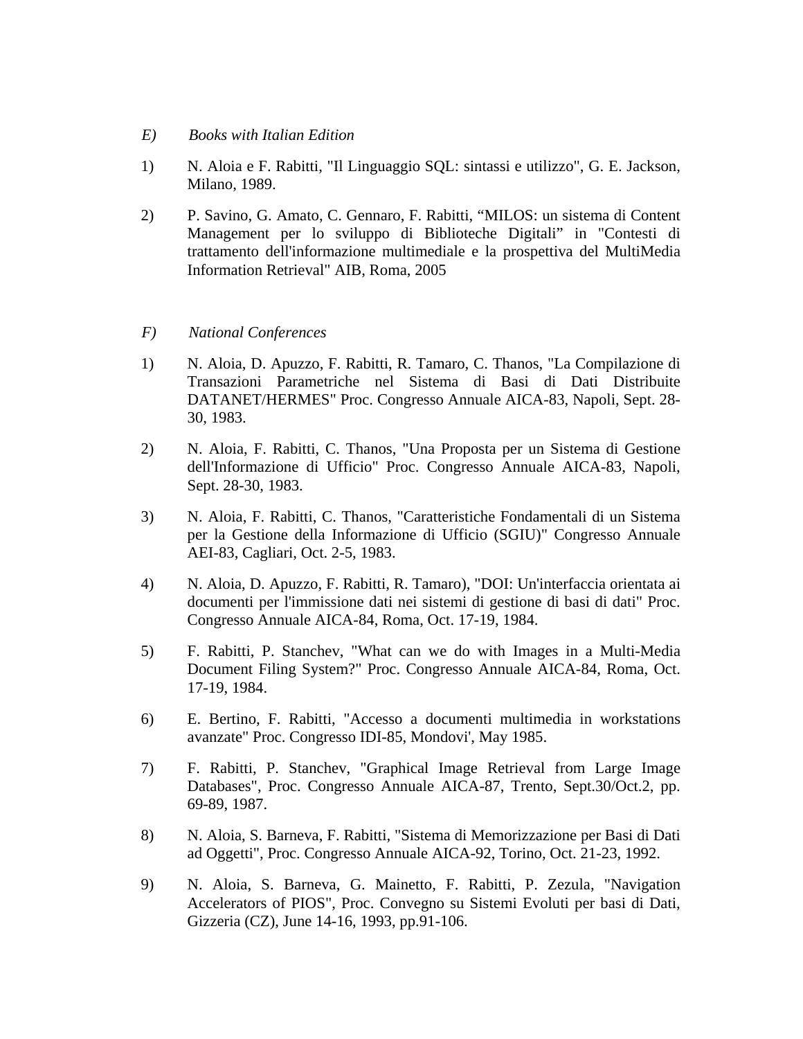*E) Books with Italian Edition*

1) N. Aloia e F. Rabitti, "Il Linguaggio SQL: sintassi e utilizzo", G. E. Jackson, Milano, 1989.

2) P. Savino, G. Amato, C. Gennaro, F. Rabitti, "MILOS: un sistema di Content Management per lo sviluppo di Biblioteche Digitali" in "Contesti di trattamento dell'informazione multimediale e la prospettiva del MultiMedia Information Retrieval" AIB, Roma, 2005

*F) National Conferences*

1) N. Aloia, D. Apuzzo, F. Rabitti, R. Tamaro, C. Thanos, "La Compilazione di Transazioni Parametriche nel Sistema di Basi di Dati Distribuite DATANET/HERMES" Proc. Congresso Annuale AICA-83, Napoli, Sept. 28-30, 1983.

2) N. Aloia, F. Rabitti, C. Thanos, "Una Proposta per un Sistema di Gestione dell'Informazione di Ufficio" Proc. Congresso Annuale AICA-83, Napoli, Sept. 28-30, 1983.

3) N. Aloia, F. Rabitti, C. Thanos, "Caratteristiche Fondamentali di un Sistema per la Gestione della Informazione di Ufficio (SGIU)" Congresso Annuale AEI-83, Cagliari, Oct. 2-5, 1983.

4) N. Aloia, D. Apuzzo, F. Rabitti, R. Tamaro), "DOI: Un'interfaccia orientata ai documenti per l'immissione dati nei sistemi di gestione di basi di dati" Proc. Congresso Annuale AICA-84, Roma, Oct. 17-19, 1984.

5) F. Rabitti, P. Stanchev, "What can we do with Images in a Multi-Media Document Filing System?" Proc. Congresso Annuale AICA-84, Roma, Oct. 17-19, 1984.

6) E. Bertino, F. Rabitti, "Accesso a documenti multimedia in workstations avanzate" Proc. Congresso IDI-85, Mondovi', May 1985.

7) F. Rabitti, P. Stanchev, "Graphical Image Retrieval from Large Image Databases", Proc. Congresso Annuale AICA-87, Trento, Sept.30/Oct.2, pp. 69-89, 1987.

8) N. Aloia, S. Barneva, F. Rabitti, "Sistema di Memorizzazione per Basi di Dati ad Oggetti", Proc. Congresso Annuale AICA-92, Torino, Oct. 21-23, 1992.

9) N. Aloia, S. Barneva, G. Mainetto, F. Rabitti, P. Zezula, "Navigation Accelerators of PIOS", Proc. Convegno su Sistemi Evoluti per basi di Dati, Gizzeria (CZ), June 14-16, 1993, pp.91-106.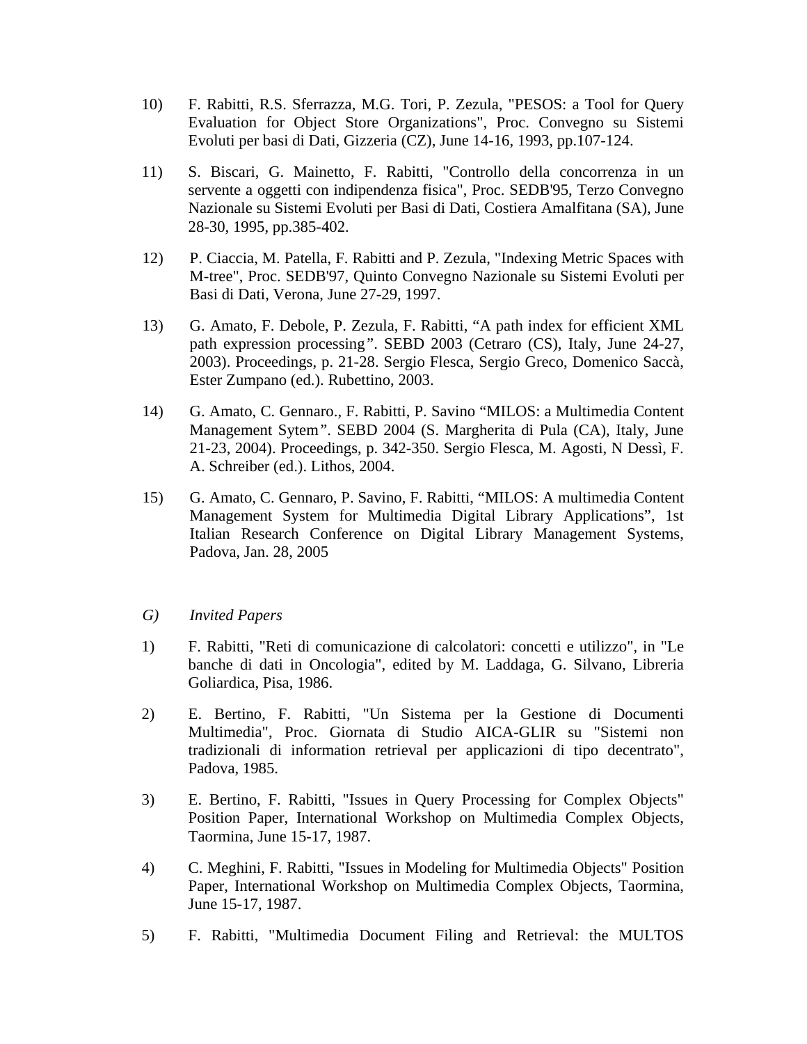10) F. Rabitti, R.S. Sferrazza, M.G. Tori, P. Zezula, "PESOS: a Tool for Query Evaluation for Object Store Organizations", Proc. Convegno su Sistemi Evoluti per basi di Dati, Gizzeria (CZ), June 14-16, 1993, pp.107-124.

11) S. Biscari, G. Mainetto, F. Rabitti, "Controllo della concorrenza in un servente a oggetti con indipendenza fisica", Proc. SEDB'95, Terzo Convegno Nazionale su Sistemi Evoluti per Basi di Dati, Costiera Amalfitana (SA), June 28-30, 1995, pp.385-402.

12) P. Ciaccia, M. Patella, F. Rabitti and P. Zezula, "Indexing Metric Spaces with M-tree", Proc. SEDB'97, Quinto Convegno Nazionale su Sistemi Evoluti per Basi di Dati, Verona, June 27-29, 1997.

13) G. Amato, F. Debole, P. Zezula, F. Rabitti, "A path index for efficient XML path expression processing". SEBD 2003 (Cetraro (CS), Italy, June 24-27, 2003). Proceedings, p. 21-28. Sergio Flesca, Sergio Greco, Domenico Saccà, Ester Zumpano (ed.). Rubettino, 2003.

14) G. Amato, C. Gennaro., F. Rabitti, P. Savino "MILOS: a Multimedia Content Management Sytem". SEBD 2004 (S. Margherita di Pula (CA), Italy, June 21-23, 2004). Proceedings, p. 342-350. Sergio Flesca, M. Agosti, N Dessì, F. A. Schreiber (ed.). Lithos, 2004.

15) G. Amato, C. Gennaro, P. Savino, F. Rabitti, "MILOS: A multimedia Content Management System for Multimedia Digital Library Applications", 1st Italian Research Conference on Digital Library Management Systems, Padova, Jan. 28, 2005

*G) Invited Papers*

1) F. Rabitti, "Reti di comunicazione di calcolatori: concetti e utilizzo", in "Le banche di dati in Oncologia", edited by M. Laddaga, G. Silvano, Libreria Goliardica, Pisa, 1986.

2) E. Bertino, F. Rabitti, "Un Sistema per la Gestione di Documenti Multimedia", Proc. Giornata di Studio AICA-GLIR su "Sistemi non tradizionali di information retrieval per applicazioni di tipo decentrato", Padova, 1985.

3) E. Bertino, F. Rabitti, "Issues in Query Processing for Complex Objects" Position Paper, International Workshop on Multimedia Complex Objects, Taormina, June 15-17, 1987.

4) C. Meghini, F. Rabitti, "Issues in Modeling for Multimedia Objects" Position Paper, International Workshop on Multimedia Complex Objects, Taormina, June 15-17, 1987.

5) F. Rabitti, "Multimedia Document Filing and Retrieval: the MULTOS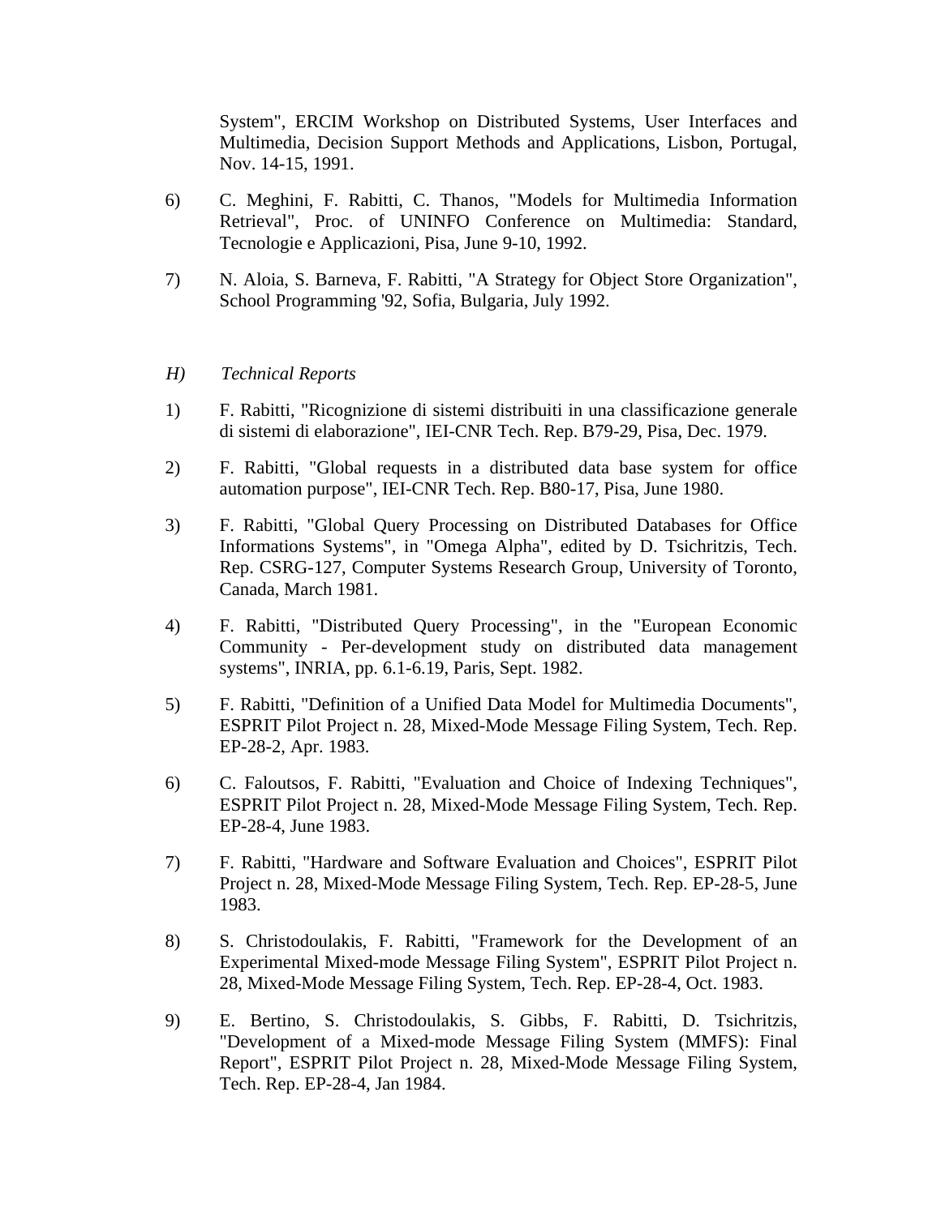System", ERCIM Workshop on Distributed Systems, User Interfaces and Multimedia, Decision Support Methods and Applications, Lisbon, Portugal, Nov. 14-15, 1991.

6) C. Meghini, F. Rabitti, C. Thanos, "Models for Multimedia Information Retrieval", Proc. of UNINFO Conference on Multimedia: Standard, Tecnologie e Applicazioni, Pisa, June 9-10, 1992.

7) N. Aloia, S. Barneva, F. Rabitti, "A Strategy for Object Store Organization", School Programming '92, Sofia, Bulgaria, July 1992.

*H) Technical Reports*

1) F. Rabitti, "Ricognizione di sistemi distribuiti in una classificazione generale di sistemi di elaborazione", IEI-CNR Tech. Rep. B79-29, Pisa, Dec. 1979.

2) F. Rabitti, "Global requests in a distributed data base system for office automation purpose", IEI-CNR Tech. Rep. B80-17, Pisa, June 1980.

3) F. Rabitti, "Global Query Processing on Distributed Databases for Office Informations Systems", in "Omega Alpha", edited by D. Tsichritzis, Tech. Rep. CSRG-127, Computer Systems Research Group, University of Toronto, Canada, March 1981.

4) F. Rabitti, "Distributed Query Processing", in the "European Economic Community - Per-development study on distributed data management systems", INRIA, pp. 6.1-6.19, Paris, Sept. 1982.

5) F. Rabitti, "Definition of a Unified Data Model for Multimedia Documents", ESPRIT Pilot Project n. 28, Mixed-Mode Message Filing System, Tech. Rep. EP-28-2, Apr. 1983.

6) C. Faloutsos, F. Rabitti, "Evaluation and Choice of Indexing Techniques", ESPRIT Pilot Project n. 28, Mixed-Mode Message Filing System, Tech. Rep. EP-28-4, June 1983.

7) F. Rabitti, "Hardware and Software Evaluation and Choices", ESPRIT Pilot Project n. 28, Mixed-Mode Message Filing System, Tech. Rep. EP-28-5, June 1983.

8) S. Christodoulakis, F. Rabitti, "Framework for the Development of an Experimental Mixed-mode Message Filing System", ESPRIT Pilot Project n. 28, Mixed-Mode Message Filing System, Tech. Rep. EP-28-4, Oct. 1983.

9) E. Bertino, S. Christodoulakis, S. Gibbs, F. Rabitti, D. Tsichritzis, "Development of a Mixed-mode Message Filing System (MMFS): Final Report", ESPRIT Pilot Project n. 28, Mixed-Mode Message Filing System, Tech. Rep. EP-28-4, Jan 1984.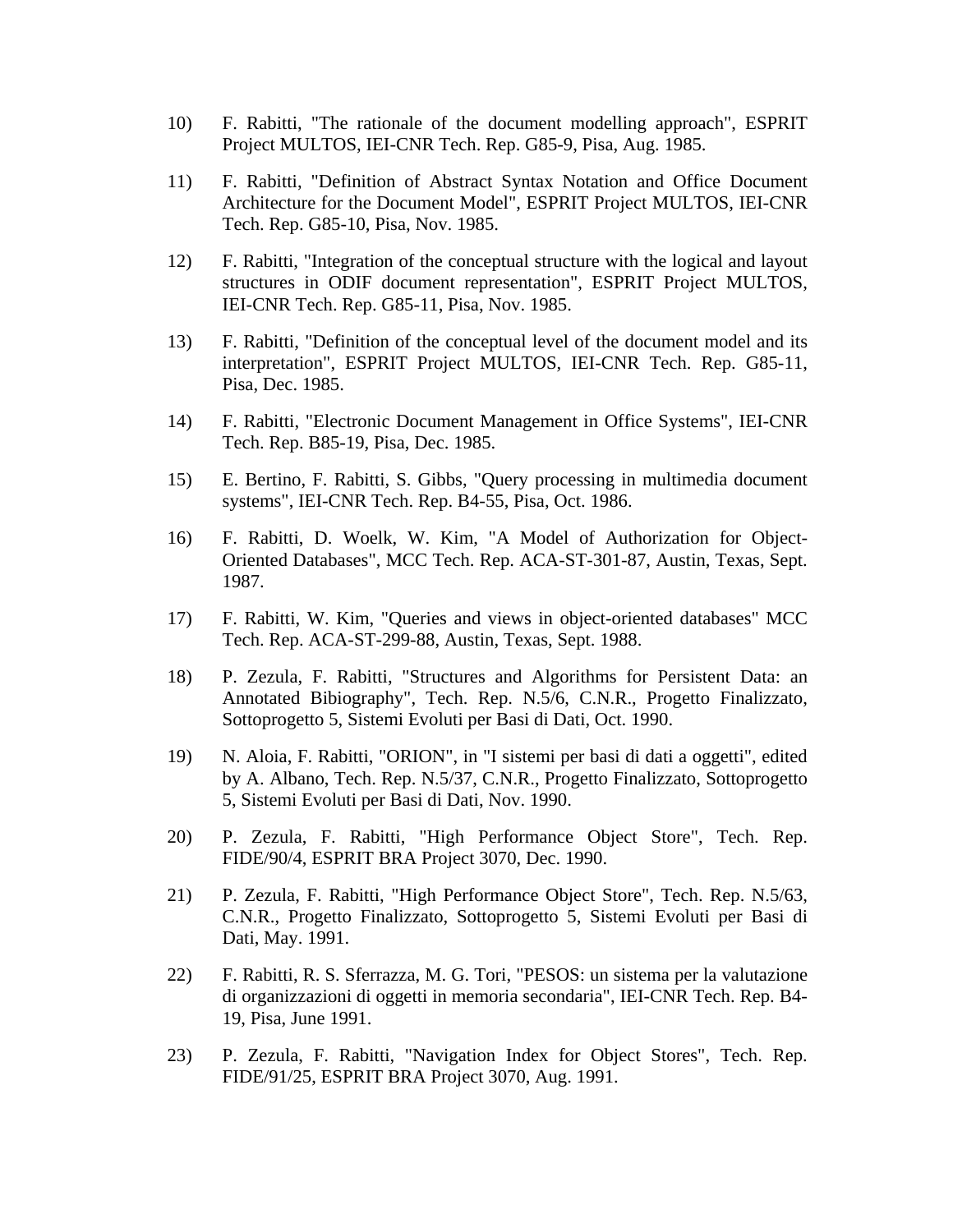10) F. Rabitti, "The rationale of the document modelling approach", ESPRIT Project MULTOS, IEI-CNR Tech. Rep. G85-9, Pisa, Aug. 1985.

11) F. Rabitti, "Definition of Abstract Syntax Notation and Office Document Architecture for the Document Model", ESPRIT Project MULTOS, IEI-CNR Tech. Rep. G85-10, Pisa, Nov. 1985.

12) F. Rabitti, "Integration of the conceptual structure with the logical and layout structures in ODIF document representation", ESPRIT Project MULTOS, IEI-CNR Tech. Rep. G85-11, Pisa, Nov. 1985.

13) F. Rabitti, "Definition of the conceptual level of the document model and its interpretation", ESPRIT Project MULTOS, IEI-CNR Tech. Rep. G85-11, Pisa, Dec. 1985.

14) F. Rabitti, "Electronic Document Management in Office Systems", IEI-CNR Tech. Rep. B85-19, Pisa, Dec. 1985.

15) E. Bertino, F. Rabitti, S. Gibbs, "Query processing in multimedia document systems", IEI-CNR Tech. Rep. B4-55, Pisa, Oct. 1986.

16) F. Rabitti, D. Woelk, W. Kim, "A Model of Authorization for Object-Oriented Databases", MCC Tech. Rep. ACA-ST-301-87, Austin, Texas, Sept. 1987.

17) F. Rabitti, W. Kim, "Queries and views in object-oriented databases" MCC Tech. Rep. ACA-ST-299-88, Austin, Texas, Sept. 1988.

18) P. Zezula, F. Rabitti, "Structures and Algorithms for Persistent Data: an Annotated Bibiography", Tech. Rep. N.5/6, C.N.R., Progetto Finalizzato, Sottoprogetto 5, Sistemi Evoluti per Basi di Dati, Oct. 1990.

19) N. Aloia, F. Rabitti, "ORION", in "I sistemi per basi di dati a oggetti", edited by A. Albano, Tech. Rep. N.5/37, C.N.R., Progetto Finalizzato, Sottoprogetto 5, Sistemi Evoluti per Basi di Dati, Nov. 1990.

20) P. Zezula, F. Rabitti, "High Performance Object Store", Tech. Rep. FIDE/90/4, ESPRIT BRA Project 3070, Dec. 1990.

21) P. Zezula, F. Rabitti, "High Performance Object Store", Tech. Rep. N.5/63, C.N.R., Progetto Finalizzato, Sottoprogetto 5, Sistemi Evoluti per Basi di Dati, May. 1991.

22) F. Rabitti, R. S. Sferrazza, M. G. Tori, "PESOS: un sistema per la valutazione di organizzazioni di oggetti in memoria secondaria", IEI-CNR Tech. Rep. B4-19, Pisa, June 1991.

23) P. Zezula, F. Rabitti, "Navigation Index for Object Stores", Tech. Rep. FIDE/91/25, ESPRIT BRA Project 3070, Aug. 1991.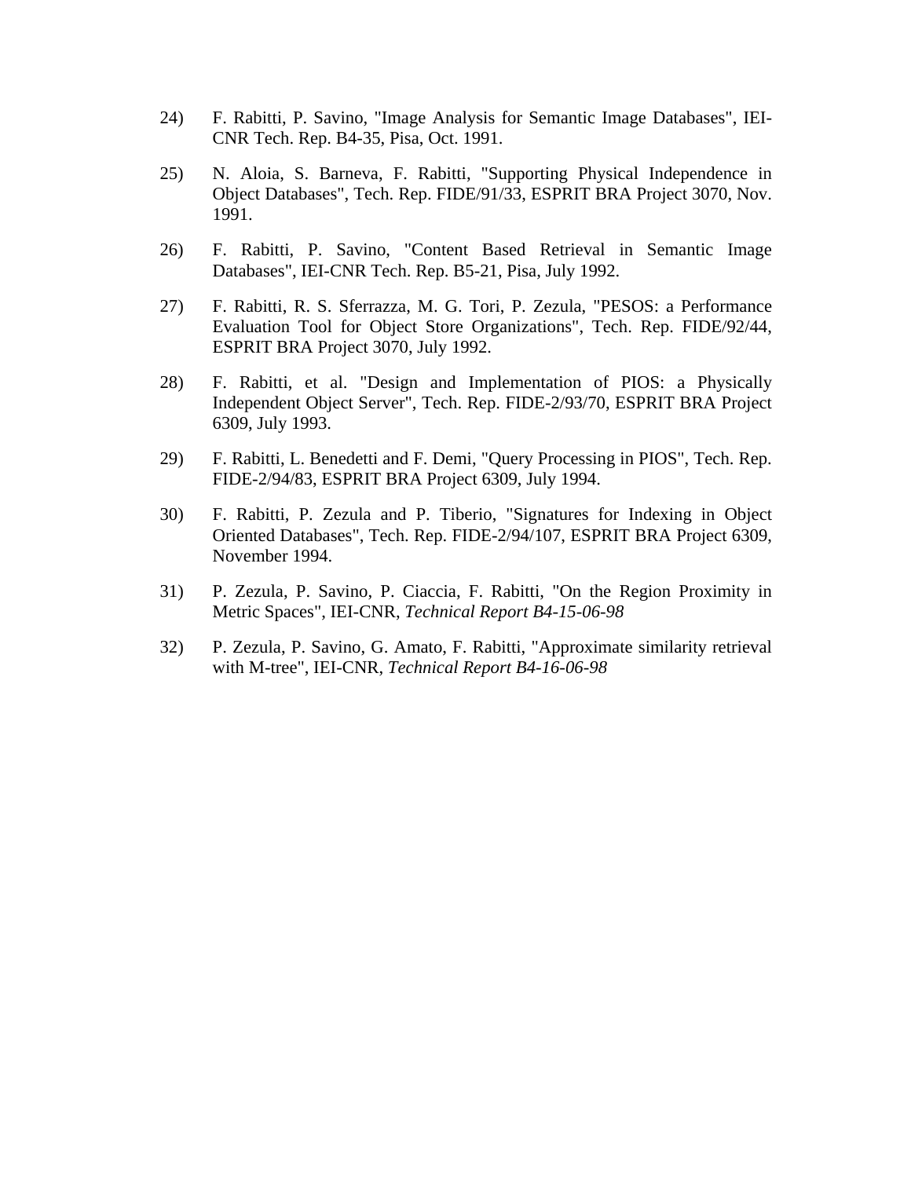24) F. Rabitti, P. Savino, "Image Analysis for Semantic Image Databases", IEI-CNR Tech. Rep. B4-35, Pisa, Oct. 1991.

25) N. Aloia, S. Barneva, F. Rabitti, "Supporting Physical Independence in Object Databases", Tech. Rep. FIDE/91/33, ESPRIT BRA Project 3070, Nov. 1991.

26) F. Rabitti, P. Savino, "Content Based Retrieval in Semantic Image Databases", IEI-CNR Tech. Rep. B5-21, Pisa, July 1992.

27) F. Rabitti, R. S. Sferrazza, M. G. Tori, P. Zezula, "PESOS: a Performance Evaluation Tool for Object Store Organizations", Tech. Rep. FIDE/92/44, ESPRIT BRA Project 3070, July 1992.

28) F. Rabitti, et al. "Design and Implementation of PIOS: a Physically Independent Object Server", Tech. Rep. FIDE-2/93/70, ESPRIT BRA Project 6309, July 1993.

29) F. Rabitti, L. Benedetti and F. Demi, "Query Processing in PIOS", Tech. Rep. FIDE-2/94/83, ESPRIT BRA Project 6309, July 1994.

30) F. Rabitti, P. Zezula and P. Tiberio, "Signatures for Indexing in Object Oriented Databases", Tech. Rep. FIDE-2/94/107, ESPRIT BRA Project 6309, November 1994.

31) P. Zezula, P. Savino, P. Ciaccia, F. Rabitti, "On the Region Proximity in Metric Spaces", IEI-CNR, *Technical Report B4-15-06-98*

32) P. Zezula, P. Savino, G. Amato, F. Rabitti, "Approximate similarity retrieval with M-tree", IEI-CNR, *Technical Report B4-16-06-98*